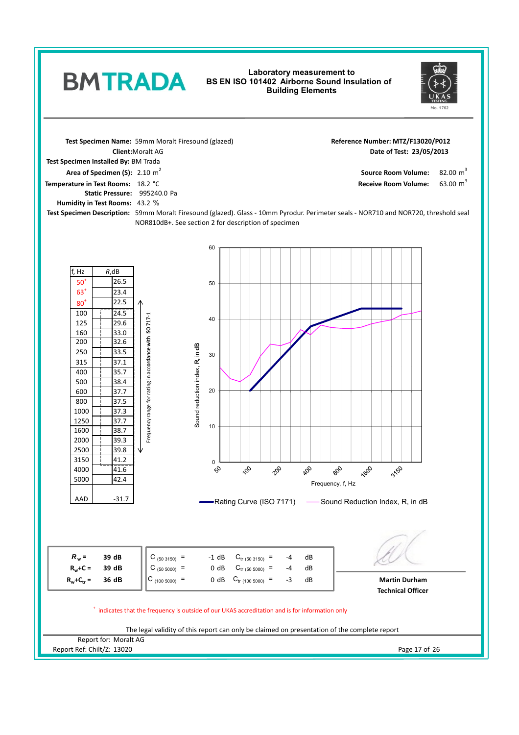# BMTRADA

**Laboratory measurement to BS EN ISO 101402 Airborne Sound Insulation of Building Elements**

UKAS TESTING No. 1762

**Test Specimen Name:** 59mm Moralt Firesound (glazed)
**Client:** Moralt AG
**Test Specimen Installed By:** BM Trada
**Area of Specimen (S):** 2.10 $m^2$
**Temperature in Test Rooms:** 18.2 °C
**Static Pressure:** 995240.0 Pa
**Humidity in Test Rooms:** 43.2 %

**Reference Number:** MTZ/F13020/P012
**Date of Test:** 23/05/2013
**Source Room Volume:** 82.00 $m^3$
**Receive Room Volume:** 63.00 $m^3$

**Test Specimen Description:** 59mm Moralt Firesound (glazed). Glass - 10mm Pyrodur. Perimeter seals - NOR710 and NOR720, threshold seal NOR810dB+. See section 2 for description of specimen

| f, Hz | R,dB |
|---|---|
| 50+ | 26.5 |
| 63+ | 23.4 |
| 80+ | 22.5 |
| 100 | 24.5 |
| 125 | 29.6 |
| 160 | 33.0 |
| 200 | 32.6 |
| 250 | 33.5 |
| 315 | 37.1 |
| 400 | 35.7 |
| 500 | 38.4 |
| 600 | 37.7 |
| 800 | 37.5 |
| 1000 | 37.3 |
| 1250 | 37.7 |
| 1600 | 38.7 |
| 2000 | 39.3 |
| 2500 | 39.8 |
| 3150 | 41.2 |
| 4000 | 41.6 |
| 5000 | 42.4 |
| AAD | -31.7 |

Frequency range for rating in accordance with ISO 717-1 (100 – 3150 Hz)

Sound reduction index, R, in dB vs. Frequency, f, Hz

Rating Curve (ISO 7171) — Sound Reduction Index, R, in dB

| | |
|---|---|
| $R_w$ = | 39 dB |
| $R_w+C$ = | 39 dB |
| $R_w+C_{tr}$ = | 36 dB |

| | | | |
|---|---|---|---|
| $C_{(50\ 3150)}$ = | -1 dB | $C_{tr\ (50\ 3150)}$ = | -4 dB |
| $C_{(50\ 5000)}$ = | 0 dB | $C_{tr\ (50\ 5000)}$ = | -4 dB |
| $C_{(100\ 5000)}$ = | 0 dB | $C_{tr\ (100\ 5000)}$ = | -3 dB |

**Martin Durham**
**Technical Officer**

+ indicates that the frequency is outside of our UKAS accreditation and is for information only

The legal validity of this report can only be claimed on presentation of the complete report

Report for: Moralt AG
Report Ref: Chilt/Z: 13020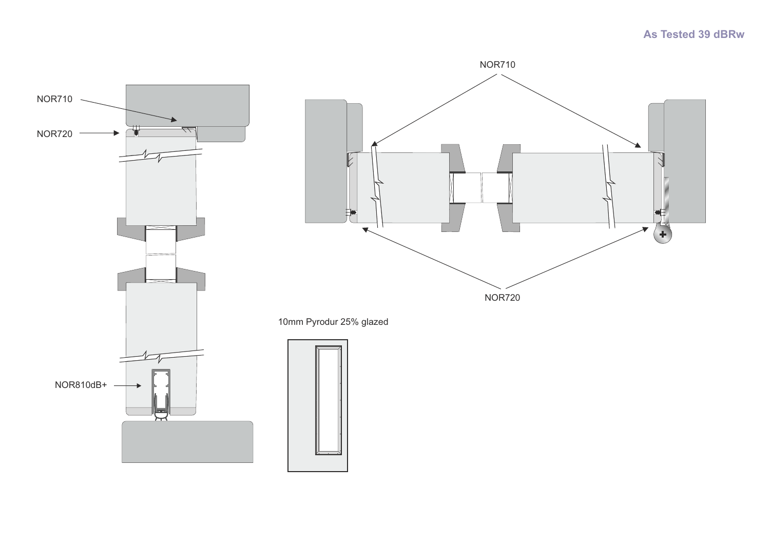As Tested 39 dBRw

NOR710

NOR720

NOR810dB+

NOR710

NOR720

10mm Pyrodur 25% glazed